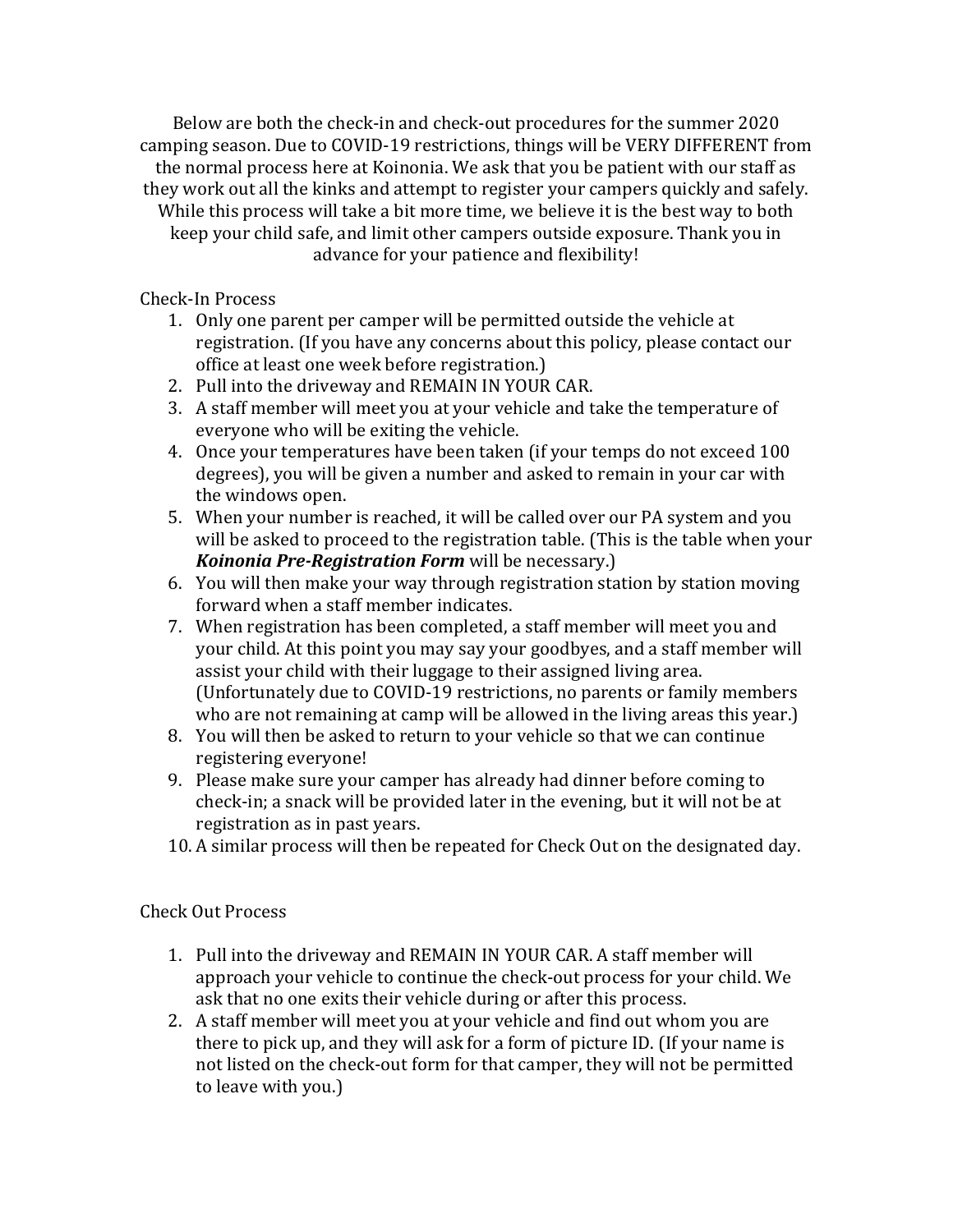Below are both the check-in and check-out procedures for the summer 2020 camping season. Due to COVID-19 restrictions, things will be VERY DIFFERENT from the normal process here at Koinonia. We ask that you be patient with our staff as they work out all the kinks and attempt to register your campers quickly and safely. While this process will take a bit more time, we believe it is the best way to both keep your child safe, and limit other campers outside exposure. Thank you in advance for your patience and flexibility!

Check-In Process

1. Only one parent per camper will be permitted outside the vehicle at registration. (If you have any concerns about this policy, please contact our office at least one week before registration.)
2. Pull into the driveway and REMAIN IN YOUR CAR.
3. A staff member will meet you at your vehicle and take the temperature of everyone who will be exiting the vehicle.
4. Once your temperatures have been taken (if your temps do not exceed 100 degrees), you will be given a number and asked to remain in your car with the windows open.
5. When your number is reached, it will be called over our PA system and you will be asked to proceed to the registration table. (This is the table when your ***Koinonia Pre-Registration Form*** will be necessary.)
6. You will then make your way through registration station by station moving forward when a staff member indicates.
7. When registration has been completed, a staff member will meet you and your child. At this point you may say your goodbyes, and a staff member will assist your child with their luggage to their assigned living area. (Unfortunately due to COVID-19 restrictions, no parents or family members who are not remaining at camp will be allowed in the living areas this year.)
8. You will then be asked to return to your vehicle so that we can continue registering everyone!
9. Please make sure your camper has already had dinner before coming to check-in; a snack will be provided later in the evening, but it will not be at registration as in past years.
10. A similar process will then be repeated for Check Out on the designated day.

Check Out Process

1. Pull into the driveway and REMAIN IN YOUR CAR. A staff member will approach your vehicle to continue the check-out process for your child. We ask that no one exits their vehicle during or after this process.
2. A staff member will meet you at your vehicle and find out whom you are there to pick up, and they will ask for a form of picture ID. (If your name is not listed on the check-out form for that camper, they will not be permitted to leave with you.)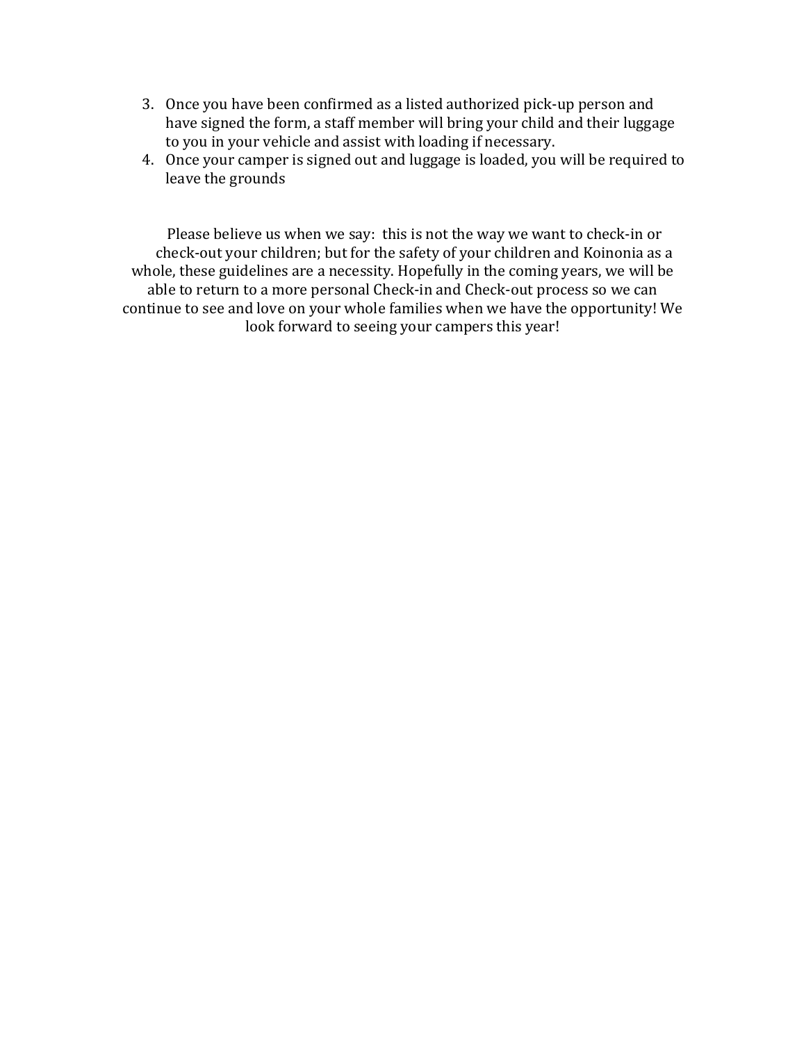3. Once you have been confirmed as a listed authorized pick-up person and have signed the form, a staff member will bring your child and their luggage to you in your vehicle and assist with loading if necessary.
4. Once your camper is signed out and luggage is loaded, you will be required to leave the grounds

Please believe us when we say: this is not the way we want to check-in or check-out your children; but for the safety of your children and Koinonia as a whole, these guidelines are a necessity. Hopefully in the coming years, we will be able to return to a more personal Check-in and Check-out process so we can continue to see and love on your whole families when we have the opportunity! We look forward to seeing your campers this year!